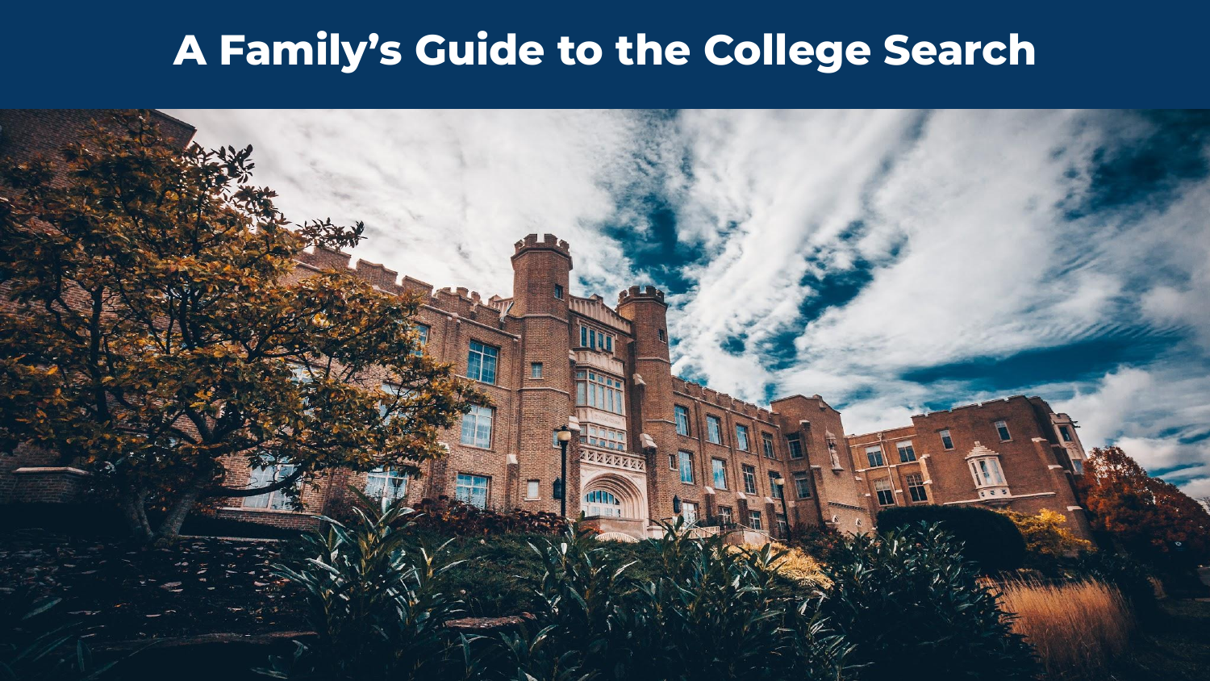# A Family's Guide to the College Search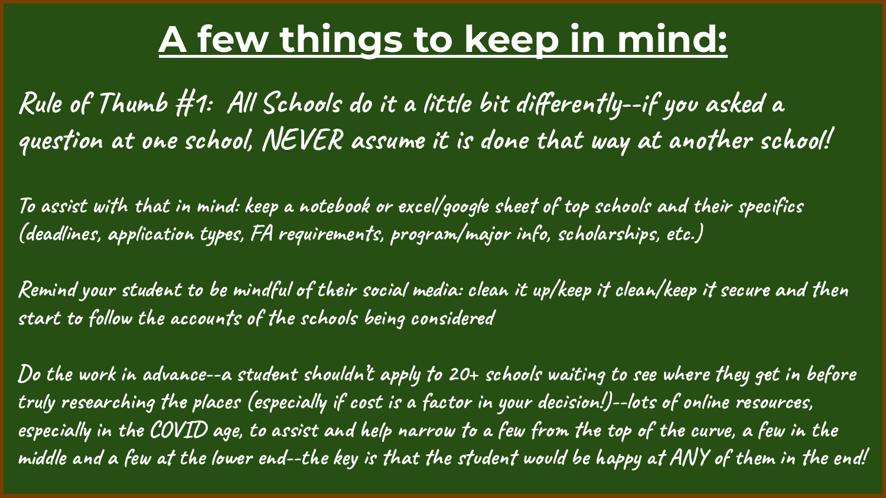# A few things to keep in mind:

Rule of Thumb #1: All Schools do it a little bit differently--if you asked a question at one school, NEVER assume it is done that way at another school!

To assist with that in mind: keep a notebook or excel/google sheet of top schools and their specifics (deadlines, application types, FA requirements, program/major info, scholarships, etc.)

Remind your student to be mindful of their social media: clean it up/keep it clean/keep it secure and then start to follow the accounts of the schools being considered

Do the work in advance--a student shouldn't apply to 20+ schools waiting to see where they get in before truly researching the places (especially if cost is a factor in your decision!)--lots of online resources, especially in the COVID age, to assist and help narrow to a few from the top of the curve, a few in the middle and a few at the lower end--the key is that the student would be happy at ANY of them in the end!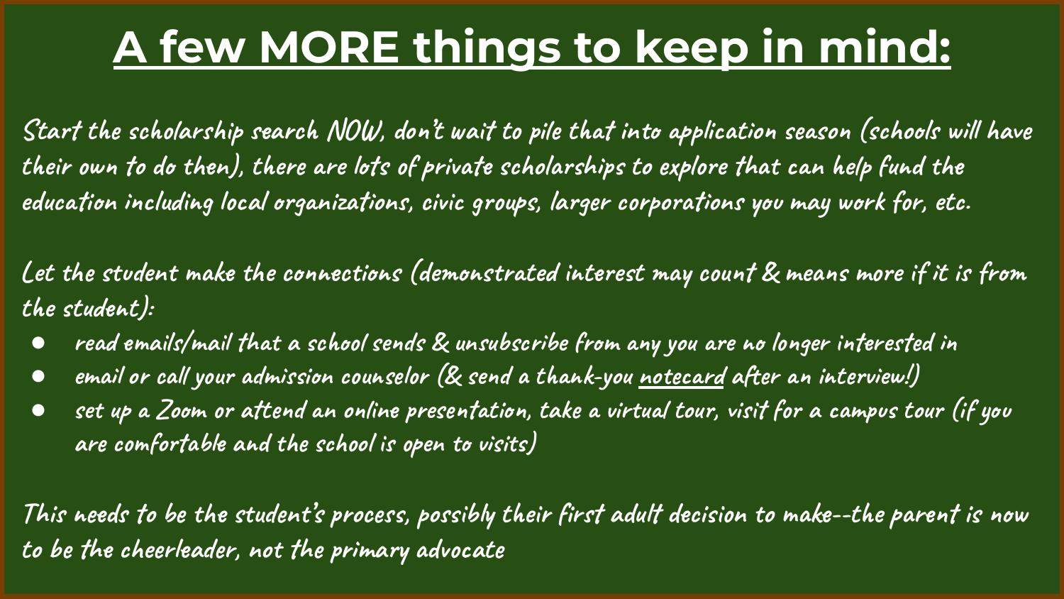# A few MORE things to keep in mind:

Start the scholarship search NOW, don't wait to pile that into application season (schools will have their own to do then), there are lots of private scholarships to explore that can help fund the education including local organizations, civic groups, larger corporations you may work for, etc.

Let the student make the connections (demonstrated interest may count & means more if it is from the student):

- read emails/mail that a school sends & unsubscribe from any you are no longer interested in
- email or call your admission counselor (& send a thank-you notecard after an interview!)
- set up a Zoom or attend an online presentation, take a virtual tour, visit for a campus tour (if you are comfortable and the school is open to visits)

This needs to be the student's process, possibly their first adult decision to make--the parent is now to be the cheerleader, not the primary advocate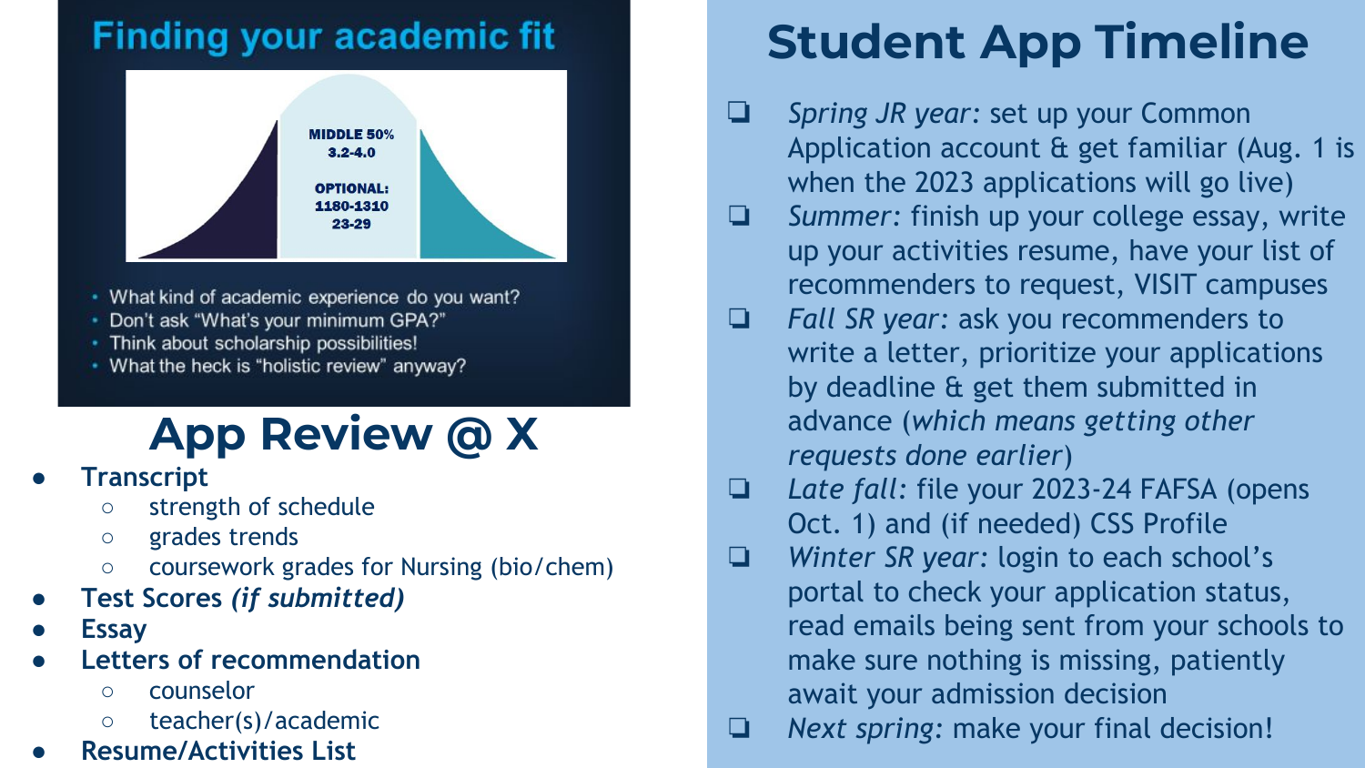## Finding your academic fit

MIDDLE 50%
3.2-4.0

OPTIONAL:
1180-1310
23-29

- What kind of academic experience do you want?
- Don't ask "What's your minimum GPA?"
- Think about scholarship possibilities!
- What the heck is "holistic review" anyway?

# App Review @ X

- **Transcript**
  - strength of schedule
  - grades trends
  - coursework grades for Nursing (bio/chem)
- **Test Scores *(if submitted)***
- **Essay**
- **Letters of recommendation**
  - counselor
  - teacher(s)/academic
- **Resume/Activities List**

# Student App Timeline

- [ ] *Spring JR year:* set up your Common Application account & get familiar (Aug. 1 is when the 2023 applications will go live)
- [ ] *Summer:* finish up your college essay, write up your activities resume, have your list of recommenders to request, VISIT campuses
- [ ] *Fall SR year:* ask you recommenders to write a letter, prioritize your applications by deadline & get them submitted in advance (*which means getting other requests done earlier*)
- [ ] *Late fall:* file your 2023-24 FAFSA (opens Oct. 1) and (if needed) CSS Profile
- [ ] *Winter SR year:* login to each school's portal to check your application status, read emails being sent from your schools to make sure nothing is missing, patiently await your admission decision
- [ ] *Next spring:* make your final decision!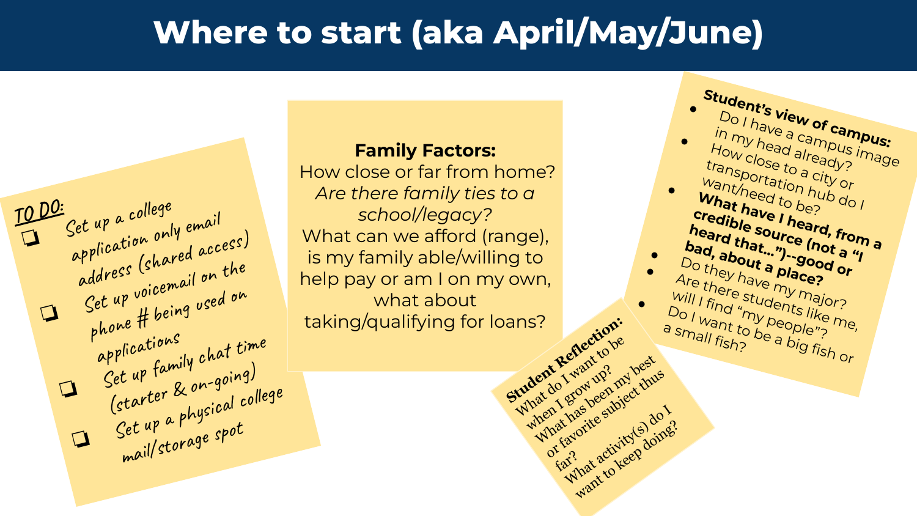# Where to start (aka April/May/June)

**TO DO:**

- ❑ Set up a college application only email address (shared access)
- ❑ Set up voicemail on the phone # being used on applications
- ❑ Set up family chat time (starter & on-going)
- ❑ Set up a physical college mail/storage spot

**Family Factors:**
How close or far from home?
*Are there family ties to a school/legacy?*
What can we afford (range), is my family able/willing to help pay or am I on my own, what about taking/qualifying for loans?

**Student Reflection:**
What do I want to be when I grow up?
What has been my best or favorite subject thus far?
What activity(s) do I want to keep doing?

**Student's view of campus:**

- Do I have a campus image in my head already?
- How close to a city or transportation hub do I want/need to be?
- **What have I heard, from a credible source (not a "I heard that…")--good or bad, about a place?**
- Do they have my major?
- Are there students like me, will I find "my people"?
- Do I want to be a big fish or a small fish?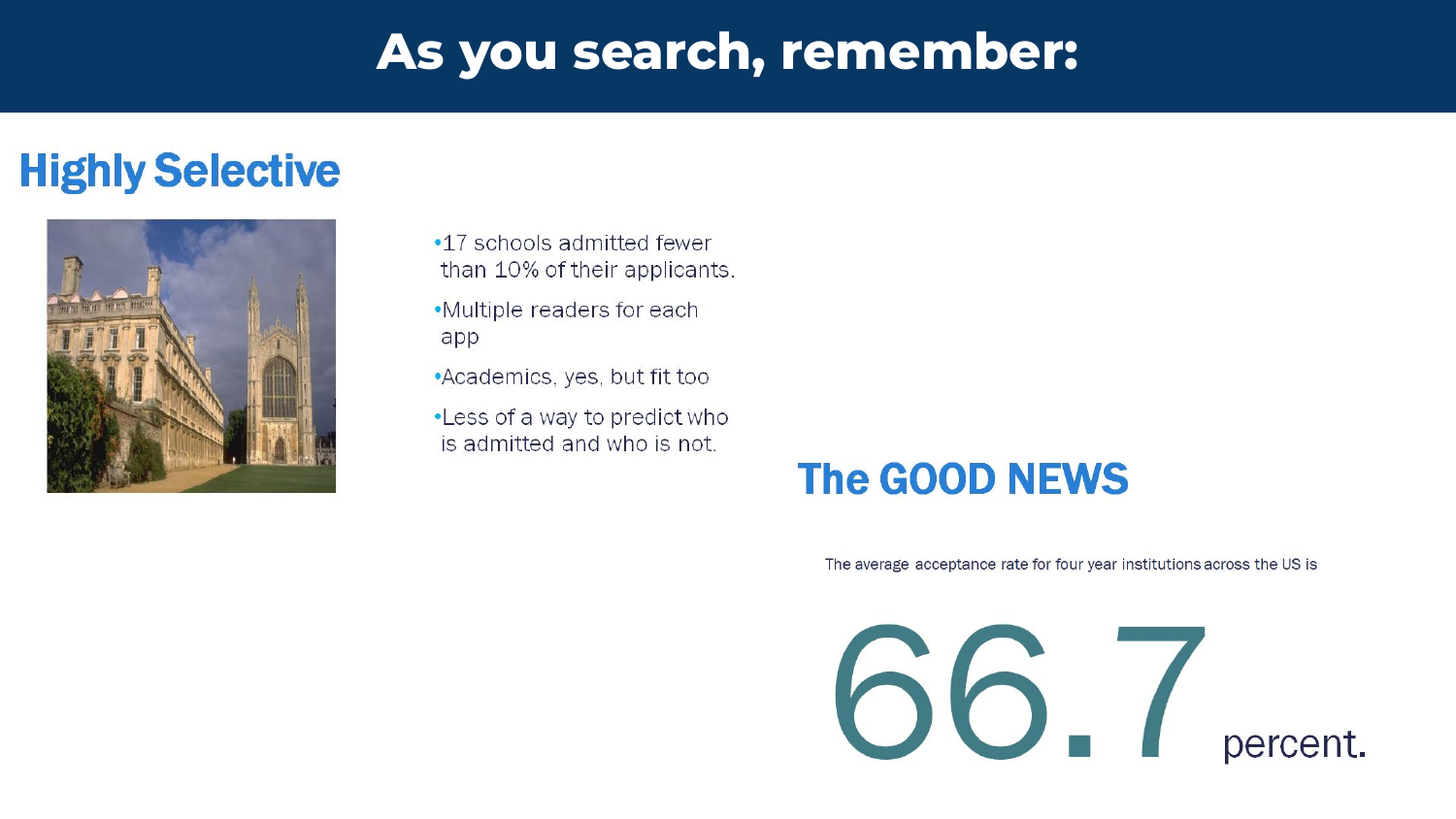# As you search, remember:

## Highly Selective

- 17 schools admitted fewer than 10% of their applicants.
- Multiple readers for each app
- Academics, yes, but fit too
- Less of a way to predict who is admitted and who is not.

## The GOOD NEWS

The average acceptance rate for four year institutions across the US is

**66.7** percent.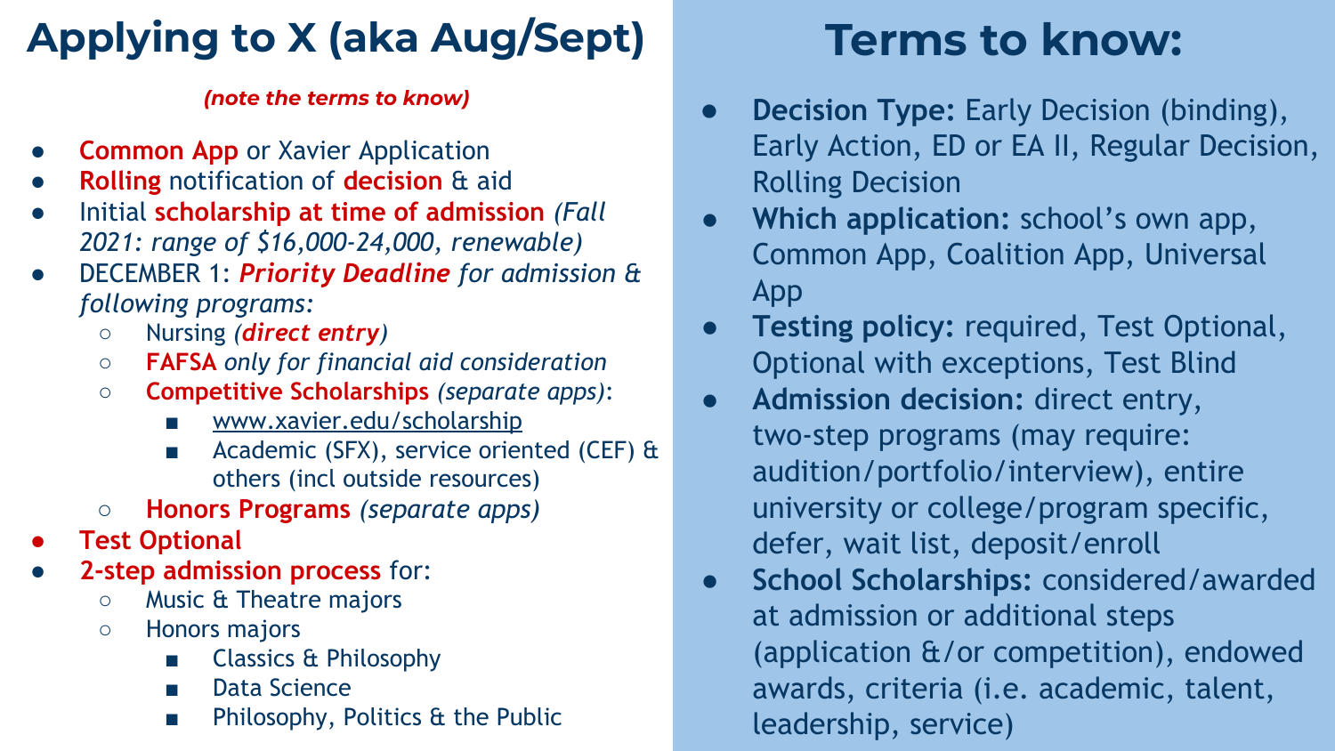# Applying to X (aka Aug/Sept)

***(note the terms to know)***

- **Common App** or Xavier Application
- **Rolling** notification of **decision** & aid
- Initial **scholarship at time of admission** *(Fall 2021: range of $16,000-24,000, renewable)*
- DECEMBER 1: ***Priority Deadline*** *for admission & following programs:*
  - Nursing *(**direct entry**)*
  - **FAFSA** *only for financial aid consideration*
  - **Competitive Scholarships** *(separate apps)*:
    - www.xavier.edu/scholarship
    - Academic (SFX), service oriented (CEF) & others (incl outside resources)
  - **Honors Programs** *(separate apps)*
- **Test Optional**
- **2-step admission process** for:
  - Music & Theatre majors
  - Honors majors
    - Classics & Philosophy
    - Data Science
    - Philosophy, Politics & the Public

# Terms to know:

- **Decision Type:** Early Decision (binding), Early Action, ED or EA II, Regular Decision, Rolling Decision
- **Which application:** school's own app, Common App, Coalition App, Universal App
- **Testing policy:** required, Test Optional, Optional with exceptions, Test Blind
- **Admission decision:** direct entry, two-step programs (may require: audition/portfolio/interview), entire university or college/program specific, defer, wait list, deposit/enroll
- **School Scholarships:** considered/awarded at admission or additional steps (application &/or competition), endowed awards, criteria (i.e. academic, talent, leadership, service)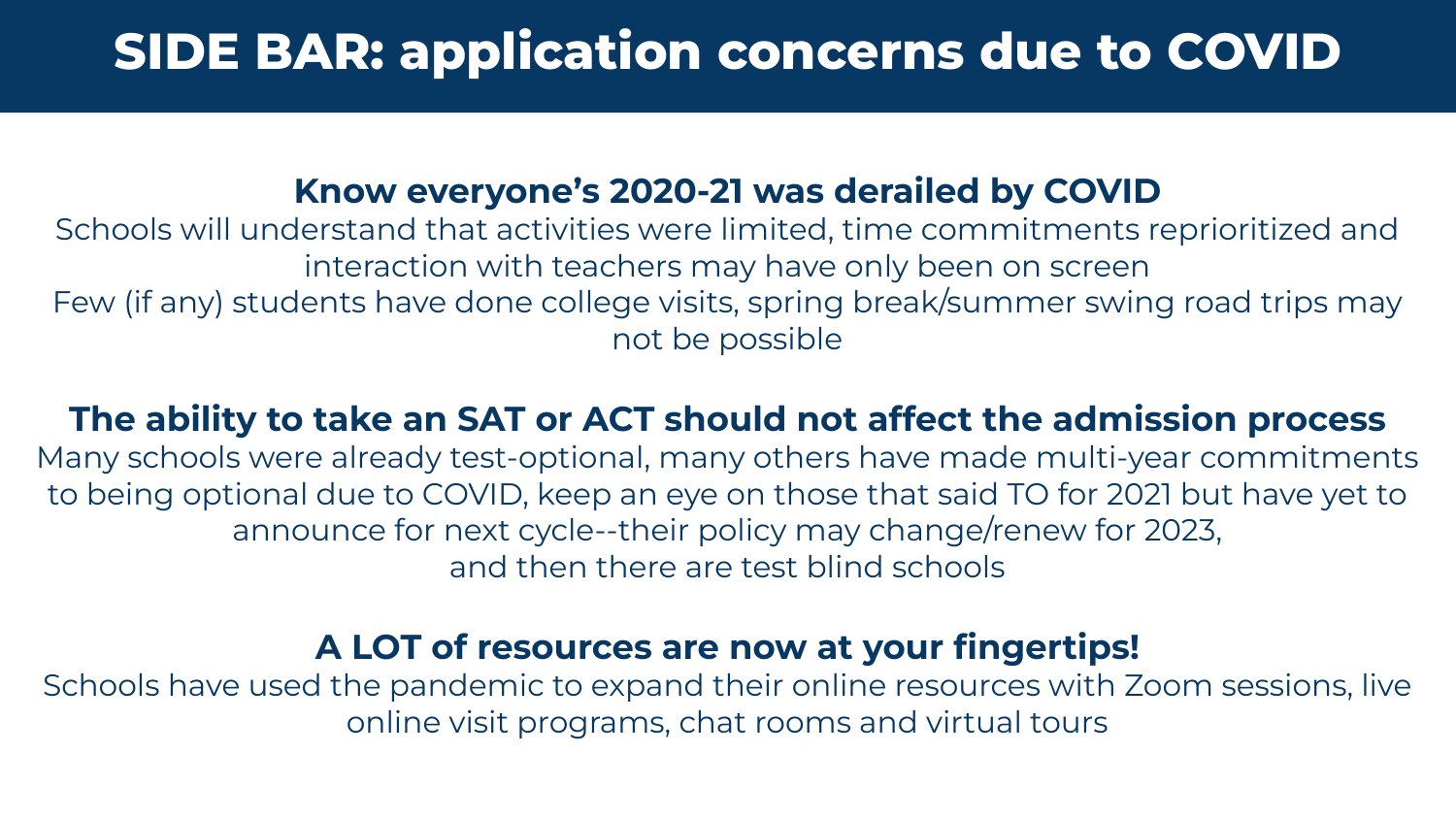# SIDE BAR: application concerns due to COVID

## Know everyone's 2020-21 was derailed by COVID

Schools will understand that activities were limited, time commitments reprioritized and interaction with teachers may have only been on screen

Few (if any) students have done college visits, spring break/summer swing road trips may not be possible

## The ability to take an SAT or ACT should not affect the admission process

Many schools were already test-optional, many others have made multi-year commitments to being optional due to COVID, keep an eye on those that said TO for 2021 but have yet to announce for next cycle--their policy may change/renew for 2023, and then there are test blind schools

## A LOT of resources are now at your fingertips!

Schools have used the pandemic to expand their online resources with Zoom sessions, live online visit programs, chat rooms and virtual tours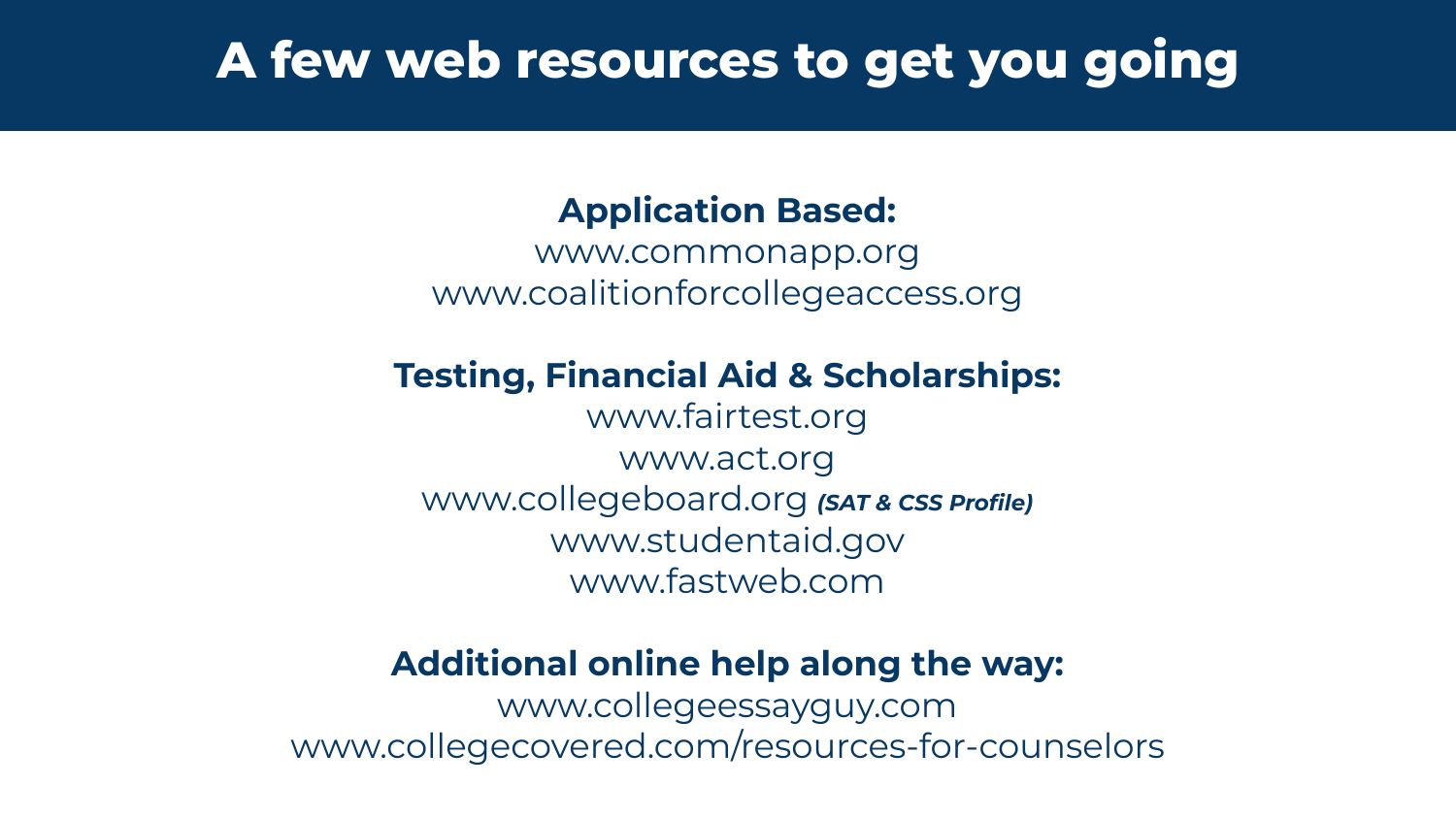# A few web resources to get you going

**Application Based:**

www.commonapp.org
www.coalitionforcollegeaccess.org

**Testing, Financial Aid & Scholarships:**

www.fairtest.org
www.act.org
www.collegeboard.org ***(SAT & CSS Profile)***
www.studentaid.gov
www.fastweb.com

**Additional online help along the way:**

www.collegeessayguy.com
www.collegecovered.com/resources-for-counselors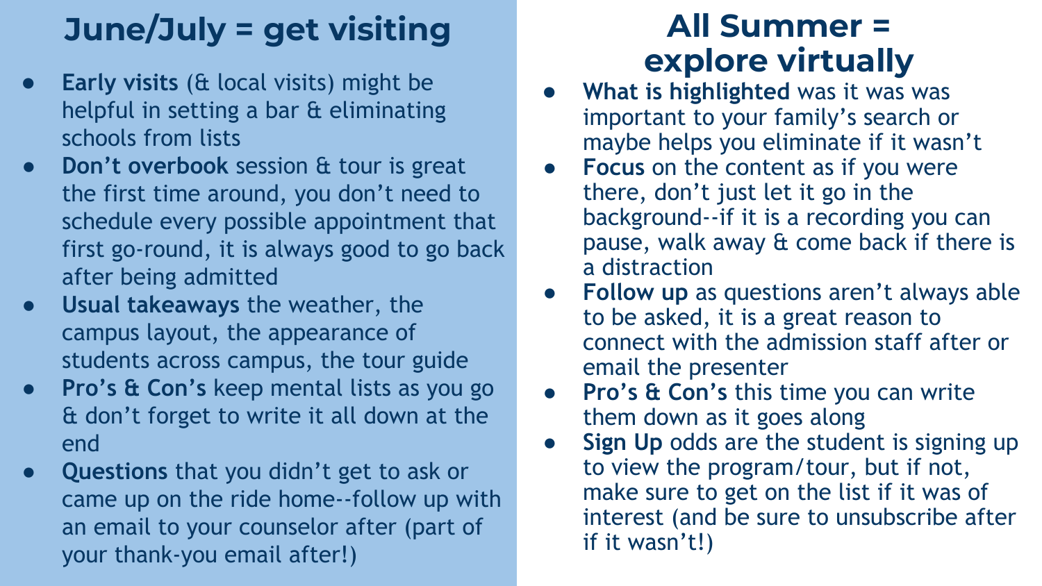## June/July = get visiting

- **Early visits** (& local visits) might be helpful in setting a bar & eliminating schools from lists
- **Don't overbook** session & tour is great the first time around, you don't need to schedule every possible appointment that first go-round, it is always good to go back after being admitted
- **Usual takeaways** the weather, the campus layout, the appearance of students across campus, the tour guide
- **Pro's & Con's** keep mental lists as you go & don't forget to write it all down at the end
- **Questions** that you didn't get to ask or came up on the ride home--follow up with an email to your counselor after (part of your thank-you email after!)

## All Summer = explore virtually

- **What is highlighted** was it was was important to your family's search or maybe helps you eliminate if it wasn't
- **Focus** on the content as if you were there, don't just let it go in the background--if it is a recording you can pause, walk away & come back if there is a distraction
- **Follow up** as questions aren't always able to be asked, it is a great reason to connect with the admission staff after or email the presenter
- **Pro's & Con's** this time you can write them down as it goes along
- **Sign Up** odds are the student is signing up to view the program/tour, but if not, make sure to get on the list if it was of interest (and be sure to unsubscribe after if it wasn't!)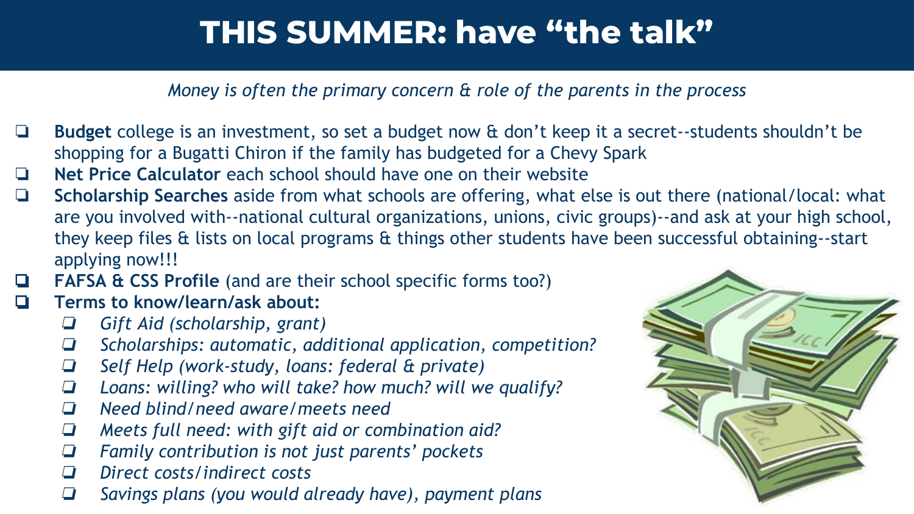# THIS SUMMER: have "the talk"

*Money is often the primary concern & role of the parents in the process*

- **Budget** college is an investment, so set a budget now & don't keep it a secret--students shouldn't be shopping for a Bugatti Chiron if the family has budgeted for a Chevy Spark
- **Net Price Calculator** each school should have one on their website
- **Scholarship Searches** aside from what schools are offering, what else is out there (national/local: what are you involved with--national cultural organizations, unions, civic groups)--and ask at your high school, they keep files & lists on local programs & things other students have been successful obtaining--start applying now!!!
- **FAFSA & CSS Profile** (and are their school specific forms too?)
- **Terms to know/learn/ask about:**
  - *Gift Aid (scholarship, grant)*
  - *Scholarships: automatic, additional application, competition?*
  - *Self Help (work-study, loans: federal & private)*
  - *Loans: willing? who will take? how much? will we qualify?*
  - *Need blind/need aware/meets need*
  - *Meets full need: with gift aid or combination aid?*
  - *Family contribution is not just parents' pockets*
  - *Direct costs/indirect costs*
  - *Savings plans (you would already have), payment plans*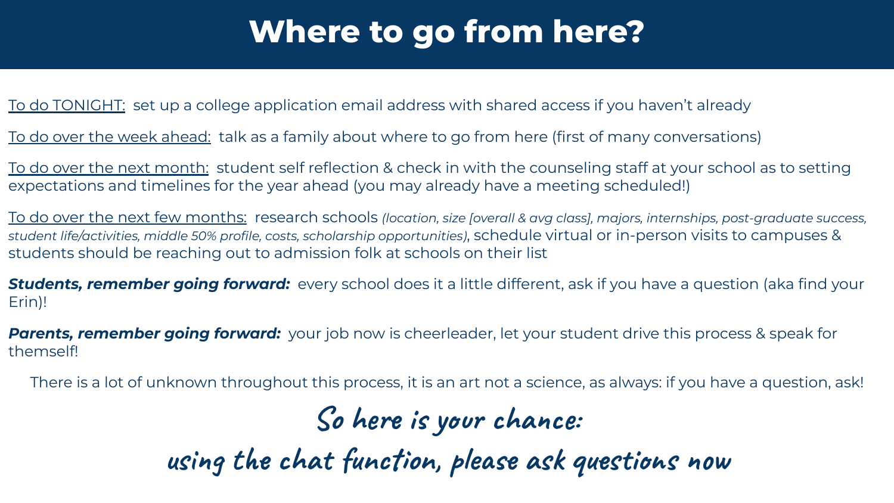# Where to go from here?

To do TONIGHT: set up a college application email address with shared access if you haven't already

To do over the week ahead: talk as a family about where to go from here (first of many conversations)

To do over the next month: student self reflection & check in with the counseling staff at your school as to setting expectations and timelines for the year ahead (you may already have a meeting scheduled!)

To do over the next few months: research schools *(location, size [overall & avg class], majors, internships, post-graduate success, student life/activities, middle 50% profile, costs, scholarship opportunities)*, schedule virtual or in-person visits to campuses & students should be reaching out to admission folk at schools on their list

***Students, remember going forward:*** every school does it a little different, ask if you have a question (aka find your Erin)!

***Parents, remember going forward:*** your job now is cheerleader, let your student drive this process & speak for themself!

There is a lot of unknown throughout this process, it is an art not a science, as always: if you have a question, ask!

**So here is your chance:**

**using the chat function, please ask questions now**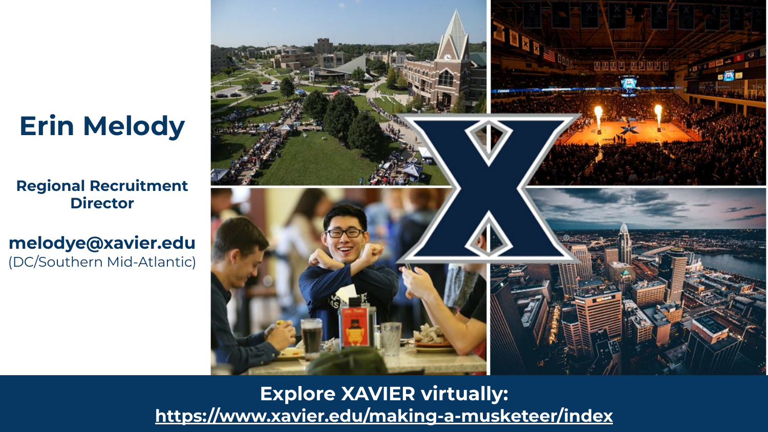# Erin Melody

**Regional Recruitment Director**

**melodye@xavier.edu**
(DC/Southern Mid-Atlantic)

**Explore XAVIER virtually:**
**https://www.xavier.edu/making-a-musketeer/index**